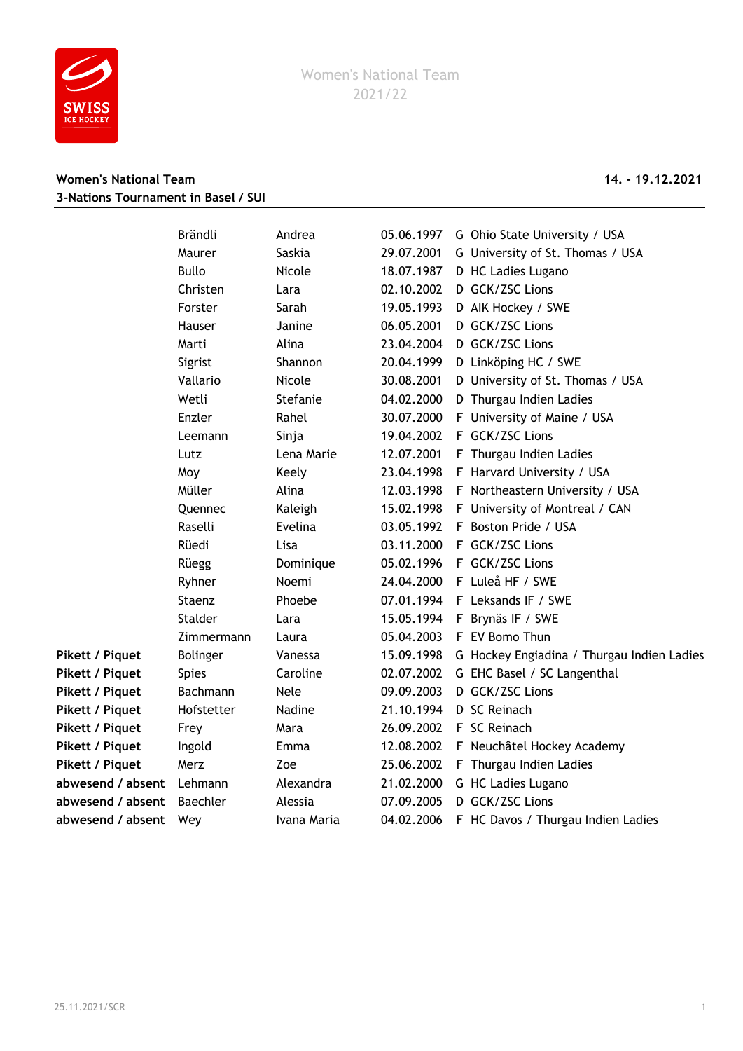Women's National Team
2021/22

**Women's National Team**
**3-Nations Tournament in Basel / SUI**

**14. - 19.12.2021**

| | | | | | |
|---|---|---|---|---|---|
| | Brändli | Andrea | 05.06.1997 | G | Ohio State University / USA |
| | Maurer | Saskia | 29.07.2001 | G | University of St. Thomas / USA |
| | Bullo | Nicole | 18.07.1987 | D | HC Ladies Lugano |
| | Christen | Lara | 02.10.2002 | D | GCK/ZSC Lions |
| | Forster | Sarah | 19.05.1993 | D | AIK Hockey / SWE |
| | Hauser | Janine | 06.05.2001 | D | GCK/ZSC Lions |
| | Marti | Alina | 23.04.2004 | D | GCK/ZSC Lions |
| | Sigrist | Shannon | 20.04.1999 | D | Linköping HC / SWE |
| | Vallario | Nicole | 30.08.2001 | D | University of St. Thomas / USA |
| | Wetli | Stefanie | 04.02.2000 | D | Thurgau Indien Ladies |
| | Enzler | Rahel | 30.07.2000 | F | University of Maine / USA |
| | Leemann | Sinja | 19.04.2002 | F | GCK/ZSC Lions |
| | Lutz | Lena Marie | 12.07.2001 | F | Thurgau Indien Ladies |
| | Moy | Keely | 23.04.1998 | F | Harvard University / USA |
| | Müller | Alina | 12.03.1998 | F | Northeastern University / USA |
| | Quennec | Kaleigh | 15.02.1998 | F | University of Montreal / CAN |
| | Raselli | Evelina | 03.05.1992 | F | Boston Pride / USA |
| | Rüedi | Lisa | 03.11.2000 | F | GCK/ZSC Lions |
| | Rüegg | Dominique | 05.02.1996 | F | GCK/ZSC Lions |
| | Ryhner | Noemi | 24.04.2000 | F | Luleå HF / SWE |
| | Staenz | Phoebe | 07.01.1994 | F | Leksands IF / SWE |
| | Stalder | Lara | 15.05.1994 | F | Brynäs IF / SWE |
| | Zimmermann | Laura | 05.04.2003 | F | EV Bomo Thun |
| **Pikett / Piquet** | Bolinger | Vanessa | 15.09.1998 | G | Hockey Engiadina / Thurgau Indien Ladies |
| **Pikett / Piquet** | Spies | Caroline | 02.07.2002 | G | EHC Basel / SC Langenthal |
| **Pikett / Piquet** | Bachmann | Nele | 09.09.2003 | D | GCK/ZSC Lions |
| **Pikett / Piquet** | Hofstetter | Nadine | 21.10.1994 | D | SC Reinach |
| **Pikett / Piquet** | Frey | Mara | 26.09.2002 | F | SC Reinach |
| **Pikett / Piquet** | Ingold | Emma | 12.08.2002 | F | Neuchâtel Hockey Academy |
| **Pikett / Piquet** | Merz | Zoe | 25.06.2002 | F | Thurgau Indien Ladies |
| **abwesend / absent** | Lehmann | Alexandra | 21.02.2000 | G | HC Ladies Lugano |
| **abwesend / absent** | Baechler | Alessia | 07.09.2005 | D | GCK/ZSC Lions |
| **abwesend / absent** | Wey | Ivana Maria | 04.02.2006 | F | HC Davos / Thurgau Indien Ladies |

25.11.2021/SCR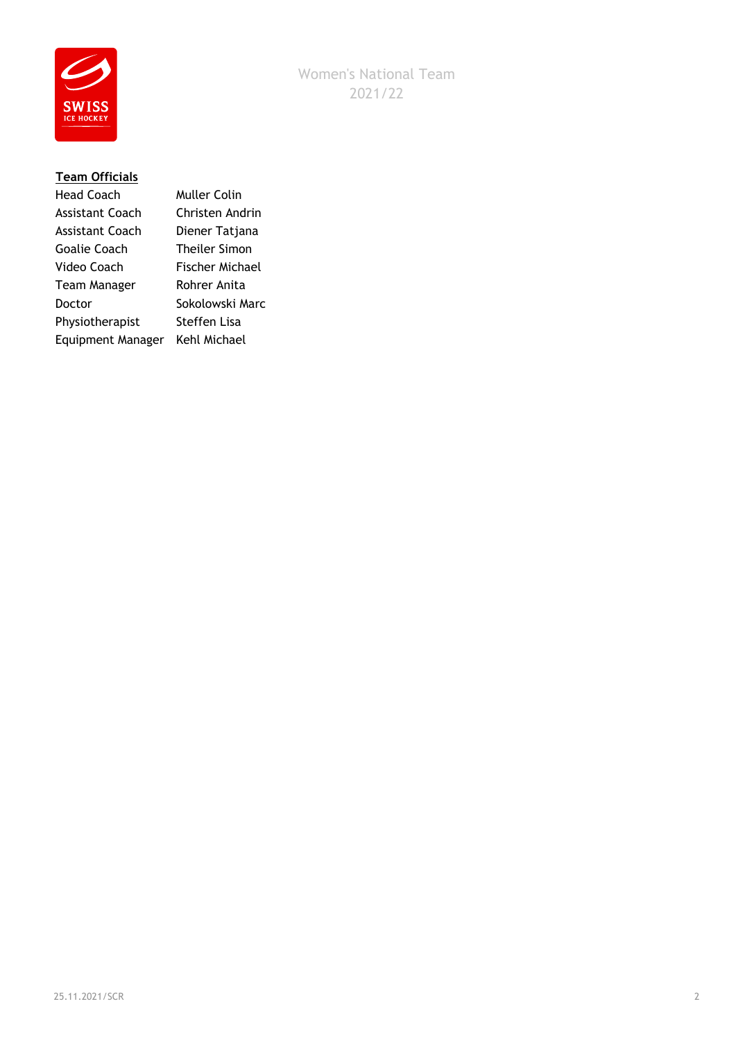Women's National Team
2021/22

**Team Officials**

| | |
|---|---|
| Head Coach | Muller Colin |
| Assistant Coach | Christen Andrin |
| Assistant Coach | Diener Tatjana |
| Goalie Coach | Theiler Simon |
| Video Coach | Fischer Michael |
| Team Manager | Rohrer Anita |
| Doctor | Sokolowski Marc |
| Physiotherapist | Steffen Lisa |
| Equipment Manager | Kehl Michael |

25.11.2021/SCR